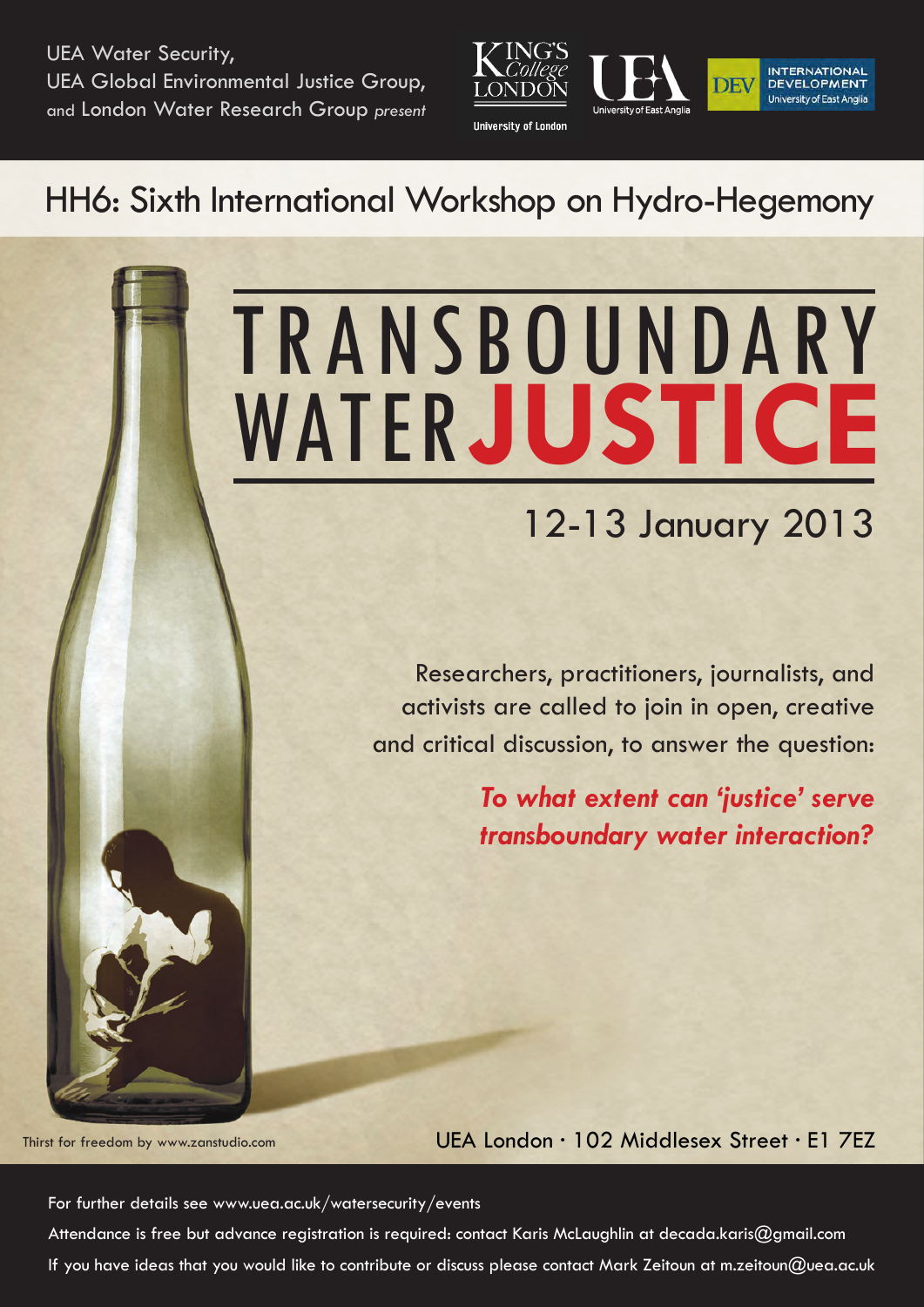UEA Water Security,
UEA Global Environmental Justice Group,
and London Water Research Group *present*

King's College London, University of London · University of East Anglia · DEV International Development, University of East Anglia

## HH6: Sixth International Workshop on Hydro-Hegemony

# TRANSBOUNDARY WATER JUSTICE

## 12-13 January 2013

Researchers, practitioners, journalists, and activists are called to join in open, creative and critical discussion, to answer the question:

***To what extent can 'justice' serve transboundary water interaction?***

Thirst for freedom by www.zanstudio.com

UEA London · 102 Middlesex Street · E1 7EZ

For further details see www.uea.ac.uk/watersecurity/events

Attendance is free but advance registration is required: contact Karis McLaughlin at decada.karis@gmail.com

If you have ideas that you would like to contribute or discuss please contact Mark Zeitoun at m.zeitoun@uea.ac.uk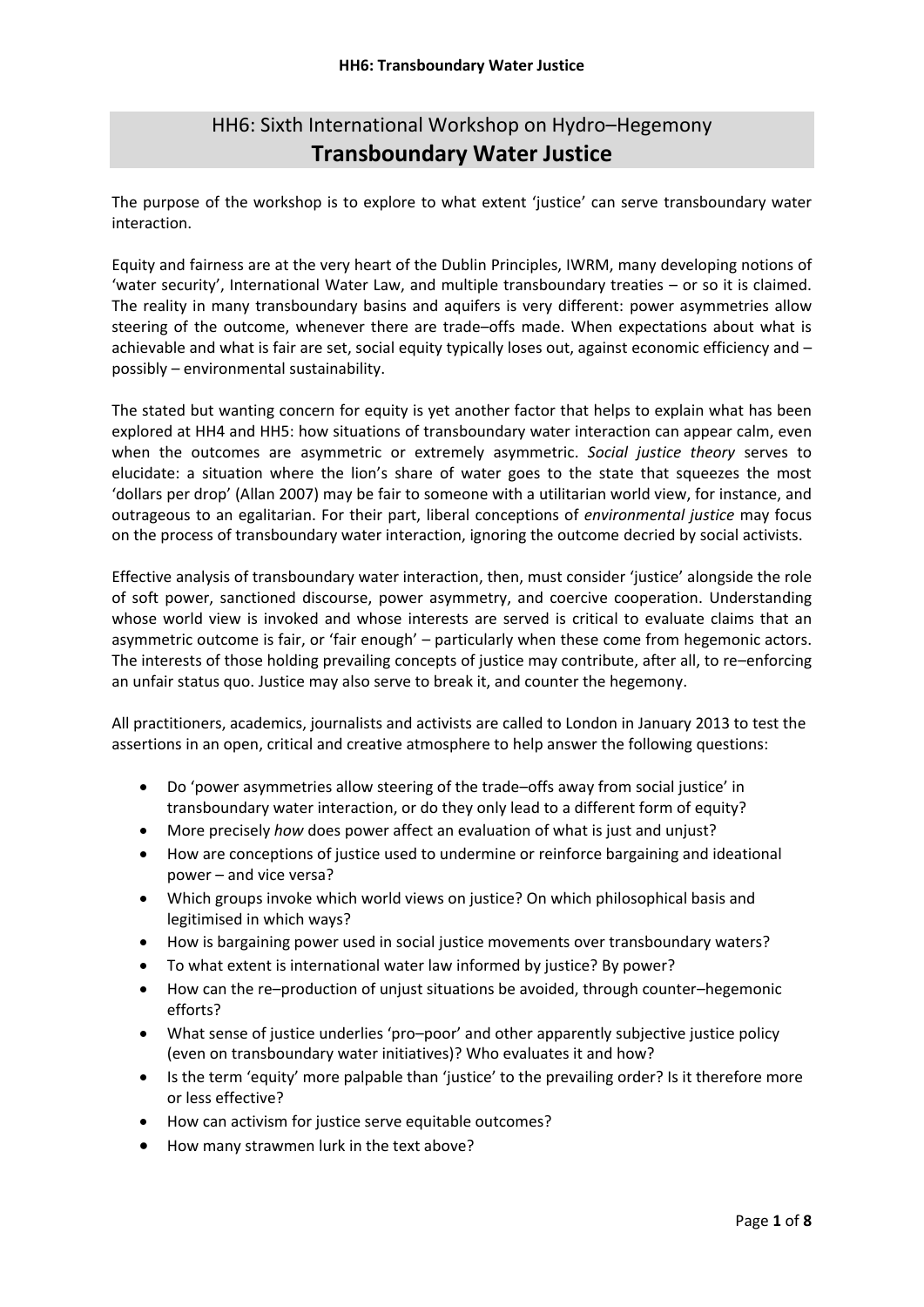# HH6: Sixth International Workshop on Hydro–Hegemony

## Transboundary Water Justice

The purpose of the workshop is to explore to what extent 'justice' can serve transboundary water interaction.

Equity and fairness are at the very heart of the Dublin Principles, IWRM, many developing notions of 'water security', International Water Law, and multiple transboundary treaties – or so it is claimed. The reality in many transboundary basins and aquifers is very different: power asymmetries allow steering of the outcome, whenever there are trade–offs made. When expectations about what is achievable and what is fair are set, social equity typically loses out, against economic efficiency and – possibly – environmental sustainability.

The stated but wanting concern for equity is yet another factor that helps to explain what has been explored at HH4 and HH5: how situations of transboundary water interaction can appear calm, even when the outcomes are asymmetric or extremely asymmetric. *Social justice theory* serves to elucidate: a situation where the lion's share of water goes to the state that squeezes the most 'dollars per drop' (Allan 2007) may be fair to someone with a utilitarian world view, for instance, and outrageous to an egalitarian. For their part, liberal conceptions of *environmental justice* may focus on the process of transboundary water interaction, ignoring the outcome decried by social activists.

Effective analysis of transboundary water interaction, then, must consider 'justice' alongside the role of soft power, sanctioned discourse, power asymmetry, and coercive cooperation. Understanding whose world view is invoked and whose interests are served is critical to evaluate claims that an asymmetric outcome is fair, or 'fair enough' – particularly when these come from hegemonic actors. The interests of those holding prevailing concepts of justice may contribute, after all, to re–enforcing an unfair status quo. Justice may also serve to break it, and counter the hegemony.

All practitioners, academics, journalists and activists are called to London in January 2013 to test the assertions in an open, critical and creative atmosphere to help answer the following questions:

- Do 'power asymmetries allow steering of the trade–offs away from social justice' in transboundary water interaction, or do they only lead to a different form of equity?
- More precisely *how* does power affect an evaluation of what is just and unjust?
- How are conceptions of justice used to undermine or reinforce bargaining and ideational power – and vice versa?
- Which groups invoke which world views on justice? On which philosophical basis and legitimised in which ways?
- How is bargaining power used in social justice movements over transboundary waters?
- To what extent is international water law informed by justice? By power?
- How can the re–production of unjust situations be avoided, through counter–hegemonic efforts?
- What sense of justice underlies 'pro–poor' and other apparently subjective justice policy (even on transboundary water initiatives)? Who evaluates it and how?
- Is the term 'equity' more palpable than 'justice' to the prevailing order? Is it therefore more or less effective?
- How can activism for justice serve equitable outcomes?
- How many strawmen lurk in the text above?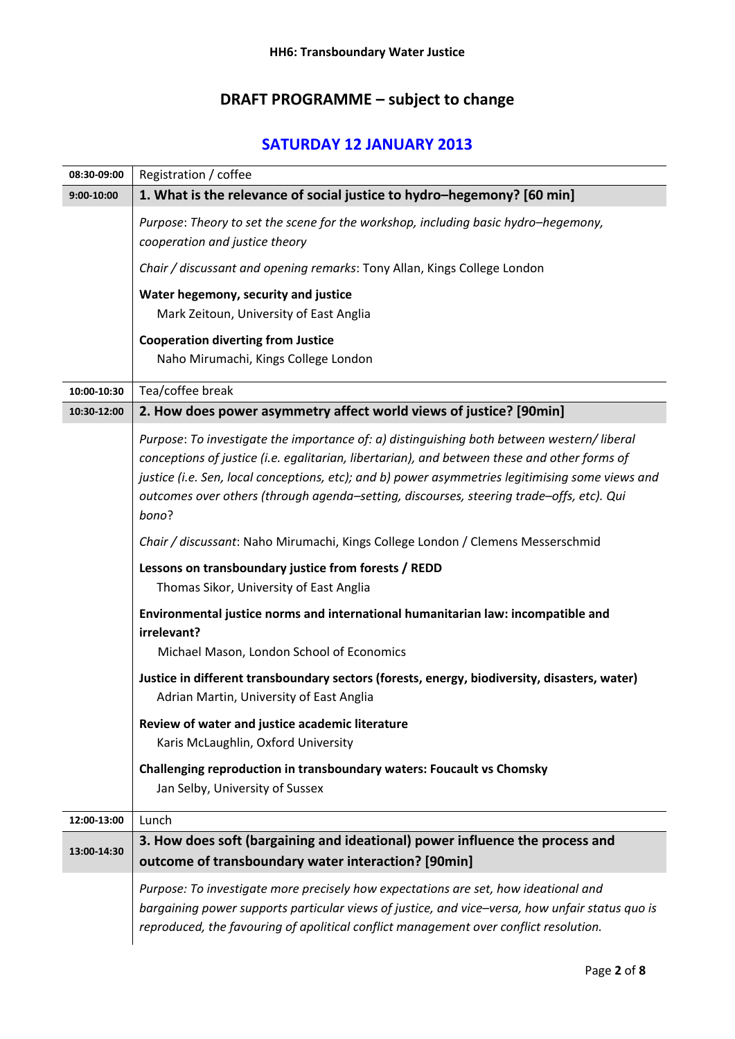**HH6: Transboundary Water Justice**

# DRAFT PROGRAMME – subject to change

## SATURDAY 12 JANUARY 2013

| Time | Session |
|---|---|
| 08:30-09:00 | Registration / coffee |
| 9:00-10:00 | **1. What is the relevance of social justice to hydro–hegemony? [60 min]** |
| | *Purpose*: *Theory to set the scene for the workshop, including basic hydro–hegemony, cooperation and justice theory*<br><br>*Chair / discussant and opening remarks*: Tony Allan, Kings College London<br><br>**Water hegemony, security and justice**<br>Mark Zeitoun, University of East Anglia<br><br>**Cooperation diverting from Justice**<br>Naho Mirumachi, Kings College London |
| 10:00-10:30 | Tea/coffee break |
| 10:30-12:00 | **2. How does power asymmetry affect world views of justice? [90min]** |
| | *Purpose*: *To investigate the importance of: a) distinguishing both between western/ liberal conceptions of justice (i.e. egalitarian, libertarian), and between these and other forms of justice (i.e. Sen, local conceptions, etc); and b) power asymmetries legitimising some views and outcomes over others (through agenda–setting, discourses, steering trade–offs, etc). Qui bono*?<br><br>*Chair / discussant*: Naho Mirumachi, Kings College London / Clemens Messerschmid<br><br>**Lessons on transboundary justice from forests / REDD**<br>Thomas Sikor, University of East Anglia<br><br>**Environmental justice norms and international humanitarian law: incompatible and irrelevant?**<br>Michael Mason, London School of Economics<br><br>**Justice in different transboundary sectors (forests, energy, biodiversity, disasters, water)**<br>Adrian Martin, University of East Anglia<br><br>**Review of water and justice academic literature**<br>Karis McLaughlin, Oxford University<br><br>**Challenging reproduction in transboundary waters: Foucault vs Chomsky**<br>Jan Selby, University of Sussex |
| 12:00-13:00 | Lunch |
| 13:00-14:30 | **3. How does soft (bargaining and ideational) power influence the process and outcome of transboundary water interaction? [90min]** |
| | *Purpose: To investigate more precisely how expectations are set, how ideational and bargaining power supports particular views of justice, and vice–versa, how unfair status quo is reproduced, the favouring of apolitical conflict management over conflict resolution.* |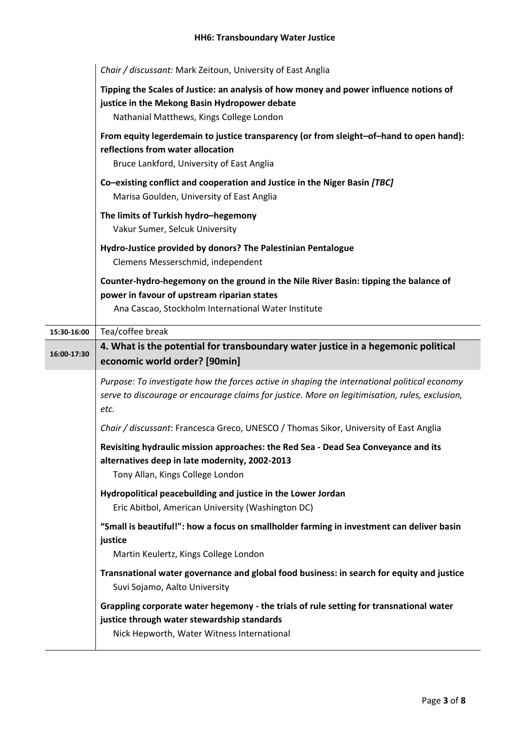*Chair / discussant:* Mark Zeitoun, University of East Anglia

**Tipping the Scales of Justice: an analysis of how money and power influence notions of justice in the Mekong Basin Hydropower debate**
Nathanial Matthews, Kings College London

**From equity legerdemain to justice transparency (or from sleight–of–hand to open hand): reflections from water allocation**
Bruce Lankford, University of East Anglia

**Co–existing conflict and cooperation and Justice in the Niger Basin *[TBC]***
Marisa Goulden, University of East Anglia

**The limits of Turkish hydro–hegemony**
Vakur Sumer, Selcuk University

**Hydro-Justice provided by donors? The Palestinian Pentalogue**
Clemens Messerschmid, independent

**Counter-hydro-hegemony on the ground in the Nile River Basin: tipping the balance of power in favour of upstream riparian states**
Ana Cascao, Stockholm International Water Institute

**15:30-16:00** Tea/coffee break

## 16:00-17:30 — 4. What is the potential for transboundary water justice in a hegemonic political economic world order? [90min]

*Purpose: To investigate how the forces active in shaping the international political economy serve to discourage or encourage claims for justice. More on legitimisation, rules, exclusion, etc.*

*Chair / discussant*: Francesca Greco, UNESCO / Thomas Sikor, University of East Anglia

**Revisiting hydraulic mission approaches: the Red Sea - Dead Sea Conveyance and its alternatives deep in late modernity, 2002-2013**
Tony Allan, Kings College London

**Hydropolitical peacebuilding and justice in the Lower Jordan**
Eric Abitbol, American University (Washington DC)

**"Small is beautiful!": how a focus on smallholder farming in investment can deliver basin justice**
Martin Keulertz, Kings College London

**Transnational water governance and global food business: in search for equity and justice**
Suvi Sojamo, Aalto University

**Grappling corporate water hegemony - the trials of rule setting for transnational water justice through water stewardship standards**
Nick Hepworth, Water Witness International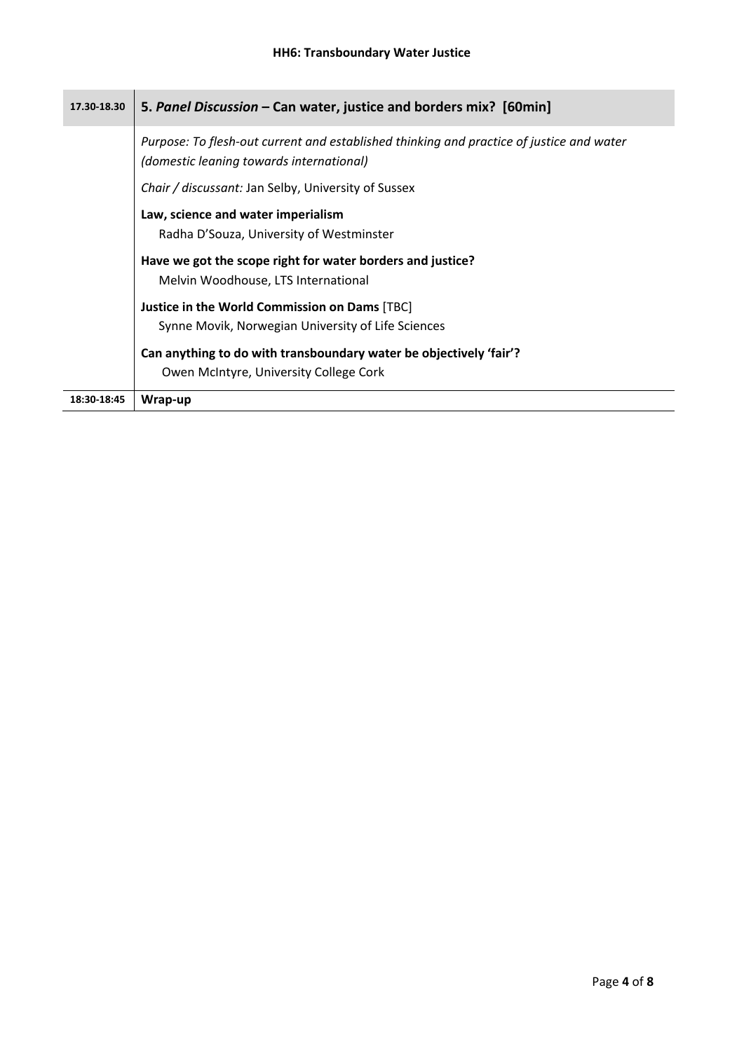| 17.30-18.30 | **5.** ***Panel Discussion*** **– Can water, justice and borders mix? [60min]** |
|---|---|
| | *Purpose: To flesh-out current and established thinking and practice of justice and water (domestic leaning towards international)* |
| | *Chair / discussant:* Jan Selby, University of Sussex |
| | **Law, science and water imperialism**<br>Radha D'Souza, University of Westminster |
| | **Have we got the scope right for water borders and justice?**<br>Melvin Woodhouse, LTS International |
| | **Justice in the World Commission on Dams** [TBC]<br>Synne Movik, Norwegian University of Life Sciences |
| | **Can anything to do with transboundary water be objectively 'fair'?**<br>Owen McIntyre, University College Cork |
| 18:30-18:45 | **Wrap-up** |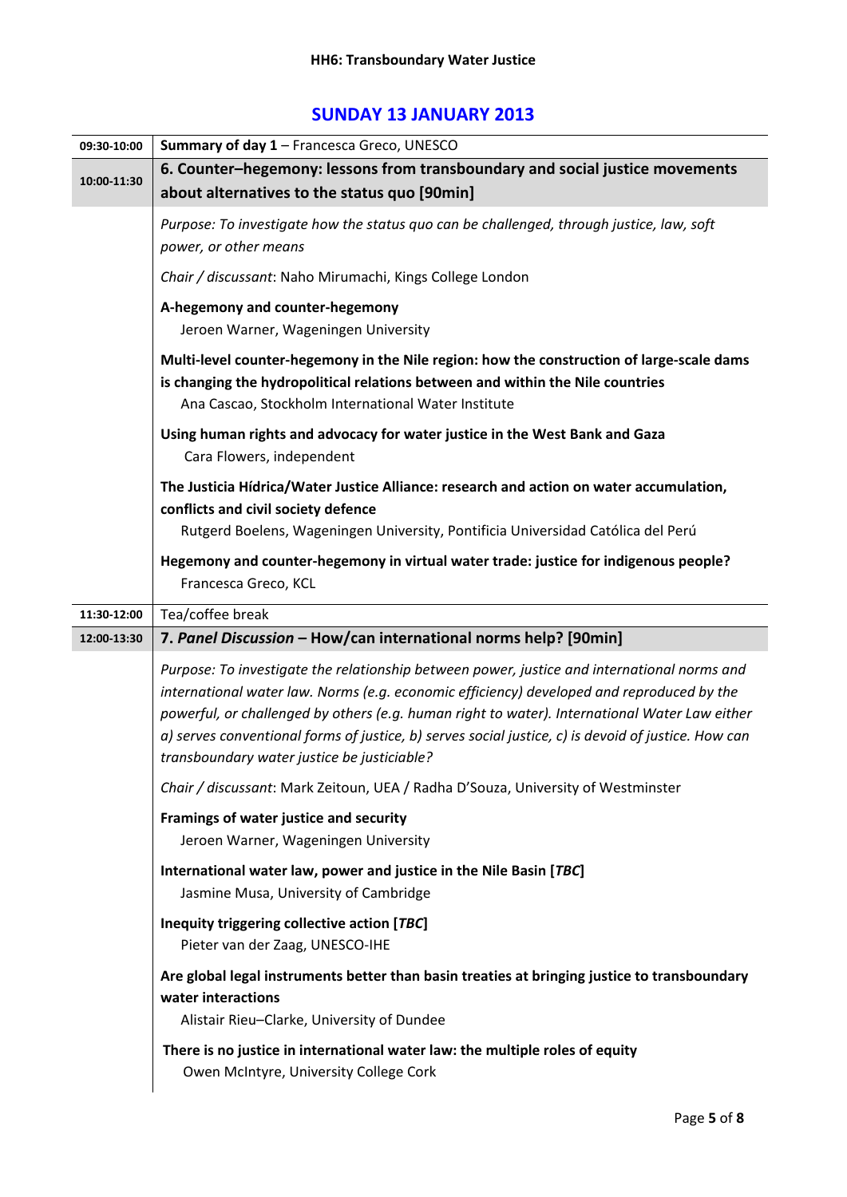**HH6: Transboundary Water Justice**

## SUNDAY 13 JANUARY 2013

| | |
|---|---|
| **09:30-10:00** | **Summary of day 1** – Francesca Greco, UNESCO |
| **10:00-11:30** | **6. Counter–hegemony: lessons from transboundary and social justice movements about alternatives to the status quo [90min]** |
| | *Purpose: To investigate how the status quo can be challenged, through justice, law, soft power, or other means* |
| | *Chair / discussant*: Naho Mirumachi, Kings College London |
| | **A-hegemony and counter-hegemony**<br>Jeroen Warner, Wageningen University |
| | **Multi-level counter-hegemony in the Nile region: how the construction of large-scale dams is changing the hydropolitical relations between and within the Nile countries**<br>Ana Cascao, Stockholm International Water Institute |
| | **Using human rights and advocacy for water justice in the West Bank and Gaza**<br>Cara Flowers, independent |
| | **The Justicia Hídrica/Water Justice Alliance: research and action on water accumulation, conflicts and civil society defence**<br>Rutgerd Boelens, Wageningen University, Pontificia Universidad Católica del Perú |
| | **Hegemony and counter-hegemony in virtual water trade: justice for indigenous people?**<br>Francesca Greco, KCL |
| **11:30-12:00** | Tea/coffee break |
| **12:00-13:30** | **7. *Panel Discussion* – How/can international norms help? [90min]** |
| | *Purpose: To investigate the relationship between power, justice and international norms and international water law. Norms (e.g. economic efficiency) developed and reproduced by the powerful, or challenged by others (e.g. human right to water). International Water Law either a) serves conventional forms of justice, b) serves social justice, c) is devoid of justice. How can transboundary water justice be justiciable?* |
| | *Chair / discussant*: Mark Zeitoun, UEA / Radha D'Souza, University of Westminster |
| | **Framings of water justice and security**<br>Jeroen Warner, Wageningen University |
| | **International water law, power and justice in the Nile Basin [*TBC*]**<br>Jasmine Musa, University of Cambridge |
| | **Inequity triggering collective action [*TBC*]**<br>Pieter van der Zaag, UNESCO-IHE |
| | **Are global legal instruments better than basin treaties at bringing justice to transboundary water interactions**<br>Alistair Rieu–Clarke, University of Dundee |
| | **There is no justice in international water law: the multiple roles of equity**<br>Owen McIntyre, University College Cork |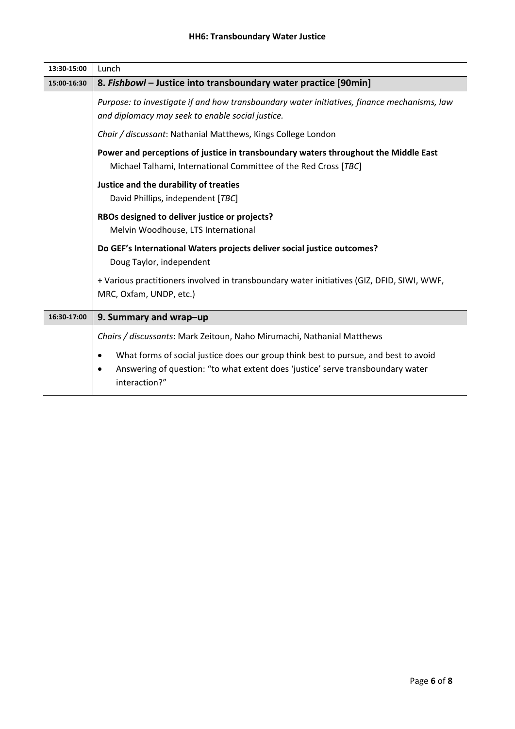| | |
|---|---|
| **13:30-15:00** | Lunch |
| **15:00-16:30** | **8. *Fishbowl* – Justice into transboundary water practice [90min]**<br><br>*Purpose: to investigate if and how transboundary water initiatives, finance mechanisms, law and diplomacy may seek to enable social justice.*<br><br>*Chair / discussant*: Nathanial Matthews, Kings College London<br><br>**Power and perceptions of justice in transboundary waters throughout the Middle East**<br>Michael Talhami, International Committee of the Red Cross [*TBC*]<br><br>**Justice and the durability of treaties**<br>David Phillips, independent [*TBC*]<br><br>**RBOs designed to deliver justice or projects?**<br>Melvin Woodhouse, LTS International<br><br>**Do GEF's International Waters projects deliver social justice outcomes?**<br>Doug Taylor, independent<br><br>+ Various practitioners involved in transboundary water initiatives (GIZ, DFID, SIWI, WWF, MRC, Oxfam, UNDP, etc.) |
| **16:30-17:00** | **9. Summary and wrap–up**<br><br>*Chairs / discussants*: Mark Zeitoun, Naho Mirumachi, Nathanial Matthews<br><br>• What forms of social justice does our group think best to pursue, and best to avoid<br>• Answering of question: "to what extent does 'justice' serve transboundary water interaction?" |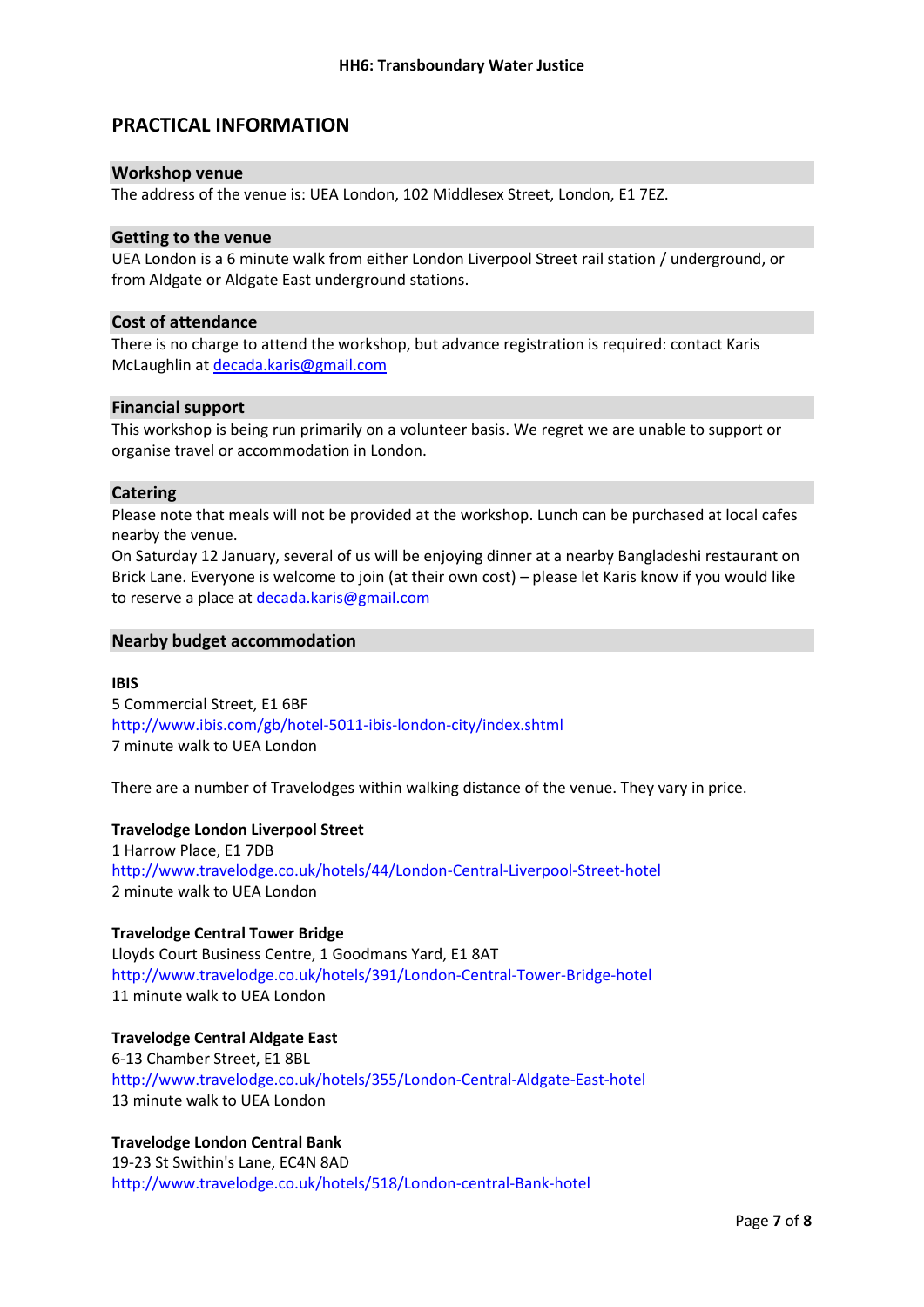# PRACTICAL INFORMATION

## Workshop venue

The address of the venue is: UEA London, 102 Middlesex Street, London, E1 7EZ.

## Getting to the venue

UEA London is a 6 minute walk from either London Liverpool Street rail station / underground, or from Aldgate or Aldgate East underground stations.

## Cost of attendance

There is no charge to attend the workshop, but advance registration is required: contact Karis McLaughlin at decada.karis@gmail.com

## Financial support

This workshop is being run primarily on a volunteer basis. We regret we are unable to support or organise travel or accommodation in London.

## Catering

Please note that meals will not be provided at the workshop. Lunch can be purchased at local cafes nearby the venue.

On Saturday 12 January, several of us will be enjoying dinner at a nearby Bangladeshi restaurant on Brick Lane. Everyone is welcome to join (at their own cost) – please let Karis know if you would like to reserve a place at decada.karis@gmail.com

## Nearby budget accommodation

**IBIS**
5 Commercial Street, E1 6BF
http://www.ibis.com/gb/hotel-5011-ibis-london-city/index.shtml
7 minute walk to UEA London

There are a number of Travelodges within walking distance of the venue. They vary in price.

**Travelodge London Liverpool Street**
1 Harrow Place, E1 7DB
http://www.travelodge.co.uk/hotels/44/London-Central-Liverpool-Street-hotel
2 minute walk to UEA London

**Travelodge Central Tower Bridge**
Lloyds Court Business Centre, 1 Goodmans Yard, E1 8AT
http://www.travelodge.co.uk/hotels/391/London-Central-Tower-Bridge-hotel
11 minute walk to UEA London

**Travelodge Central Aldgate East**
6-13 Chamber Street, E1 8BL
http://www.travelodge.co.uk/hotels/355/London-Central-Aldgate-East-hotel
13 minute walk to UEA London

**Travelodge London Central Bank**
19-23 St Swithin's Lane, EC4N 8AD
http://www.travelodge.co.uk/hotels/518/London-central-Bank-hotel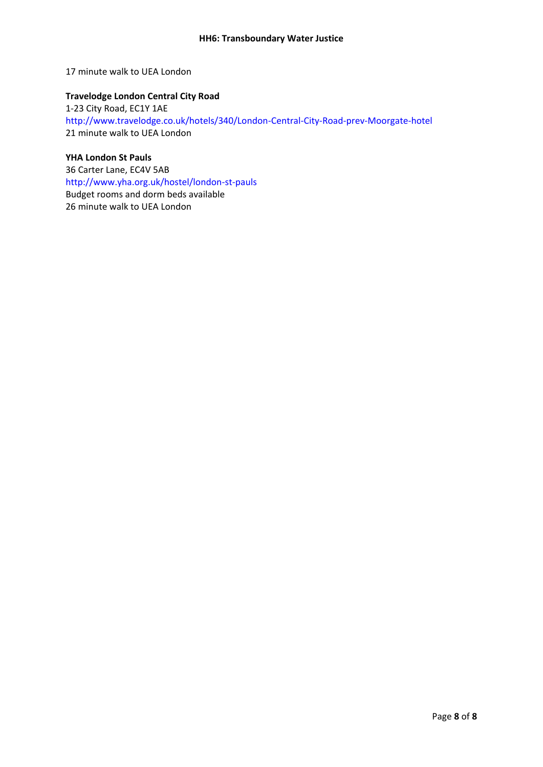17 minute walk to UEA London

**Travelodge London Central City Road**
1-23 City Road, EC1Y 1AE
http://www.travelodge.co.uk/hotels/340/London-Central-City-Road-prev-Moorgate-hotel
21 minute walk to UEA London

**YHA London St Pauls**
36 Carter Lane, EC4V 5AB
http://www.yha.org.uk/hostel/london-st-pauls
Budget rooms and dorm beds available
26 minute walk to UEA London